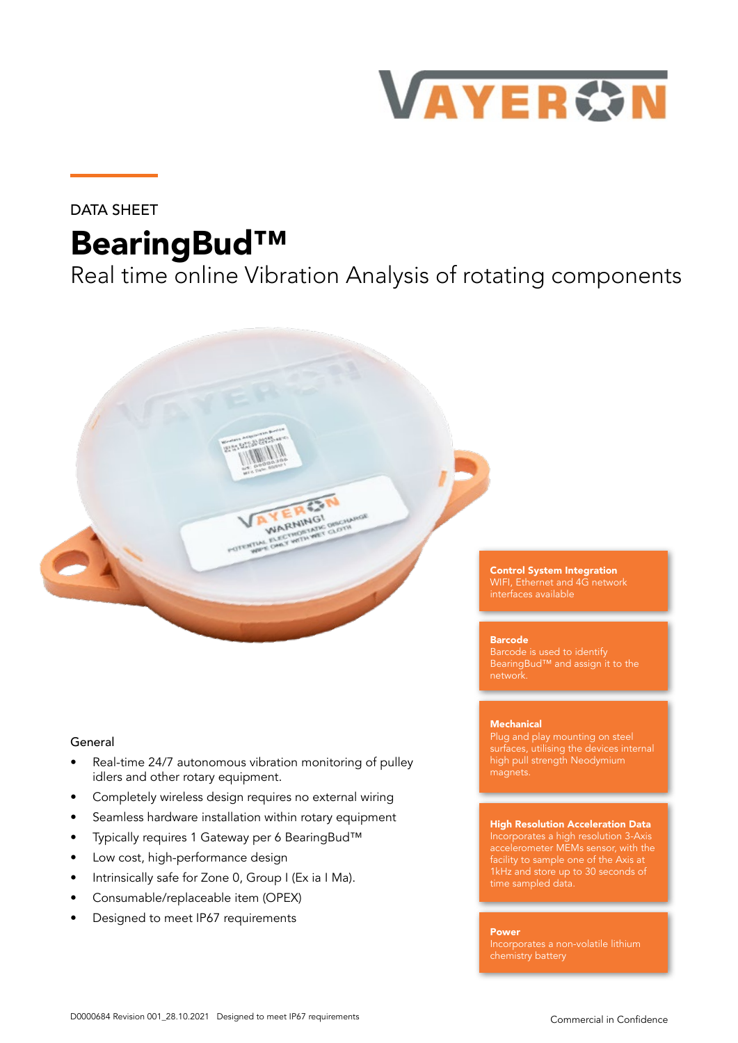DATA SHEET

# BearingBud™

## Real time online Vibration Analysis of rotating components

**Control System Integration**
WIFI, Ethernet and 4G network interfaces available

**Barcode**
Barcode is used to identify BearingBud™ and assign it to the network.

**Mechanical**
Plug and play mounting on steel surfaces, utilising the devices internal high pull strength Neodymium magnets.

**High Resolution Acceleration Data**
Incorporates a high resolution 3-Axis accelerometer MEMs sensor, with the facility to sample one of the Axis at 1kHz and store up to 30 seconds of time sampled data.

**Power**
Incorporates a non-volatile lithium chemistry battery

### General

- Real-time 24/7 autonomous vibration monitoring of pulley idlers and other rotary equipment.
- Completely wireless design requires no external wiring
- Seamless hardware installation within rotary equipment
- Typically requires 1 Gateway per 6 BearingBud™
- Low cost, high-performance design
- Intrinsically safe for Zone 0, Group I (Ex ia I Ma).
- Consumable/replaceable item (OPEX)
- Designed to meet IP67 requirements

D0000684 Revision 001_28.10.2021 Designed to meet IP67 requirements

Commercial in Confidence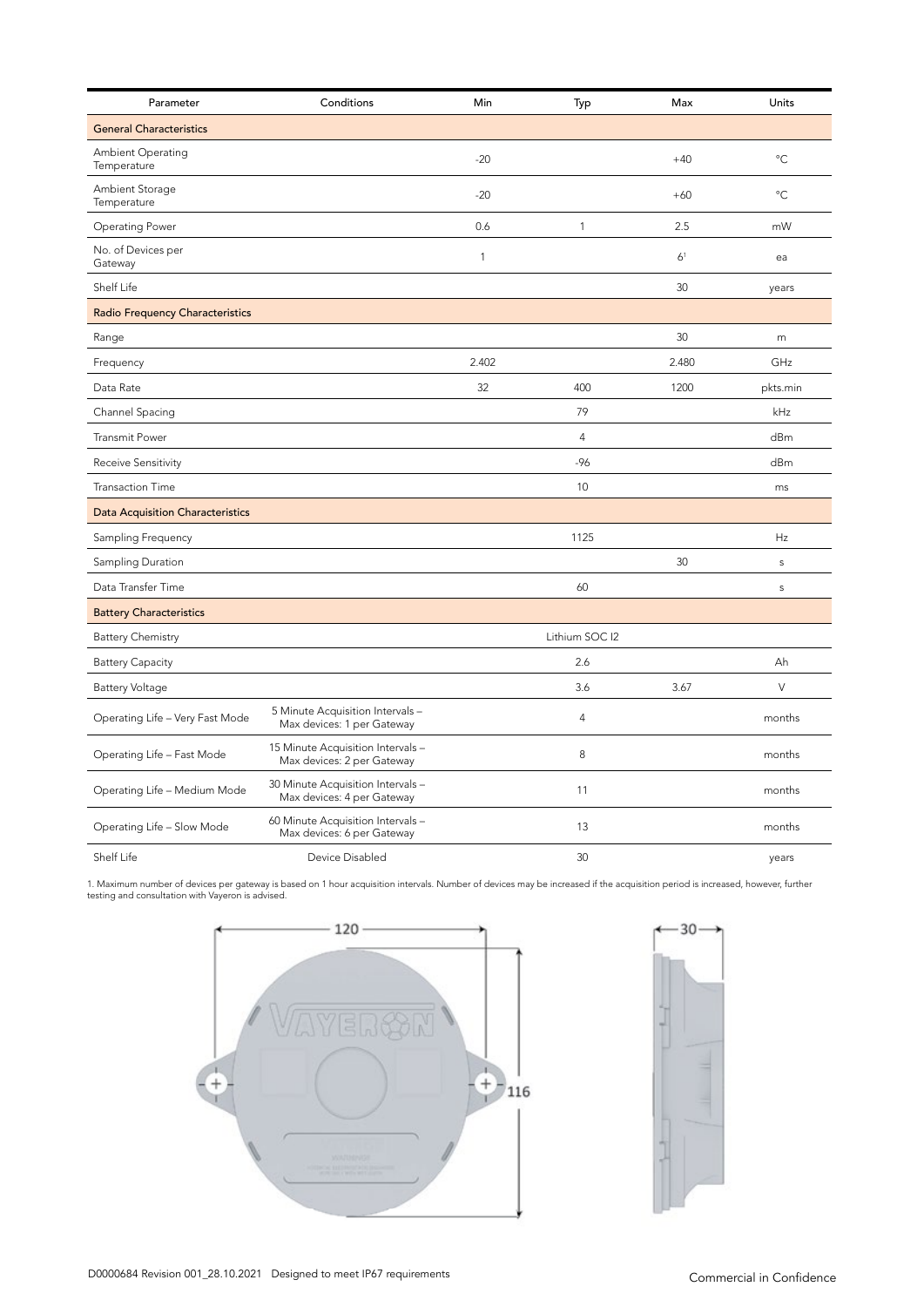| Parameter | Conditions | Min | Typ | Max | Units |
|---|---|---|---|---|---|
| **General Characteristics** | | | | | |
| Ambient Operating Temperature | | -20 | | +40 | °C |
| Ambient Storage Temperature | | -20 | | +60 | °C |
| Operating Power | | 0.6 | 1 | 2.5 | mW |
| No. of Devices per Gateway | | 1 | | 6[1] | ea |
| Shelf Life | | | | 30 | years |
| **Radio Frequency Characteristics** | | | | | |
| Range | | | | 30 | m |
| Frequency | | 2.402 | | 2.480 | GHz |
| Data Rate | | 32 | 400 | 1200 | pkts.min |
| Channel Spacing | | | 79 | | kHz |
| Transmit Power | | | 4 | | dBm |
| Receive Sensitivity | | | -96 | | dBm |
| Transaction Time | | | 10 | | ms |
| **Data Acquisition Characteristics** | | | | | |
| Sampling Frequency | | | 1125 | | Hz |
| Sampling Duration | | | | 30 | s |
| Data Transfer Time | | | 60 | | s |
| **Battery Characteristics** | | | | | |
| Battery Chemistry | | | Lithium SOC I2 | | |
| Battery Capacity | | | 2.6 | | Ah |
| Battery Voltage | | | 3.6 | 3.67 | V |
| Operating Life – Very Fast Mode | 5 Minute Acquisition Intervals – Max devices: 1 per Gateway | | 4 | | months |
| Operating Life – Fast Mode | 15 Minute Acquisition Intervals – Max devices: 2 per Gateway | | 8 | | months |
| Operating Life – Medium Mode | 30 Minute Acquisition Intervals – Max devices: 4 per Gateway | | 11 | | months |
| Operating Life – Slow Mode | 60 Minute Acquisition Intervals – Max devices: 6 per Gateway | | 13 | | months |
| Shelf Life | Device Disabled | | 30 | | years |

1. Maximum number of devices per gateway is based on 1 hour acquisition intervals. Number of devices may be increased if the acquisition period is increased, however, further testing and consultation with Vayeron is advised.

120

116

30

D0000684 Revision 001_28.10.2021 Designed to meet IP67 requirements

Commercial in Confidence